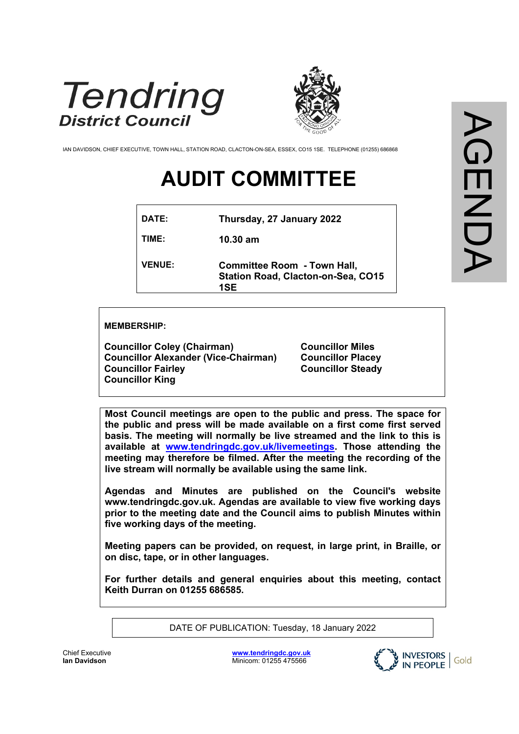Tendring District Council

IAN DAVIDSON, CHIEF EXECUTIVE, TOWN HALL, STATION ROAD, CLACTON-ON-SEA, ESSEX, CO15 1SE. TELEPHONE (01255) 686868

AGENDA

# AUDIT COMMITTEE

| | |
|---|---|
| **DATE:** | **Thursday, 27 January 2022** |
| **TIME:** | **10.30 am** |
| **VENUE:** | **Committee Room - Town Hall, Station Road, Clacton-on-Sea, CO15 1SE** |

**MEMBERSHIP:**

**Councillor Coley (Chairman)**
**Councillor Alexander (Vice-Chairman)**
**Councillor Fairley**
**Councillor King**
**Councillor Miles**
**Councillor Placey**
**Councillor Steady**

**Most Council meetings are open to the public and press. The space for the public and press will be made available on a first come first served basis. The meeting will normally be live streamed and the link to this is available at [www.tendringdc.gov.uk/livemeetings](www.tendringdc.gov.uk/livemeetings). Those attending the meeting may therefore be filmed. After the meeting the recording of the live stream will normally be available using the same link.**

**Agendas and Minutes are published on the Council's website www.tendringdc.gov.uk. Agendas are available to view five working days prior to the meeting date and the Council aims to publish Minutes within five working days of the meeting.**

**Meeting papers can be provided, on request, in large print, in Braille, or on disc, tape, or in other languages.**

**For further details and general enquiries about this meeting, contact Keith Durran on 01255 686585.**

DATE OF PUBLICATION: Tuesday, 18 January 2022

Chief Executive
**Ian Davidson**

**[www.tendringdc.gov.uk](www.tendringdc.gov.uk)**
Minicom: 01255 475566

INVESTORS IN PEOPLE | Gold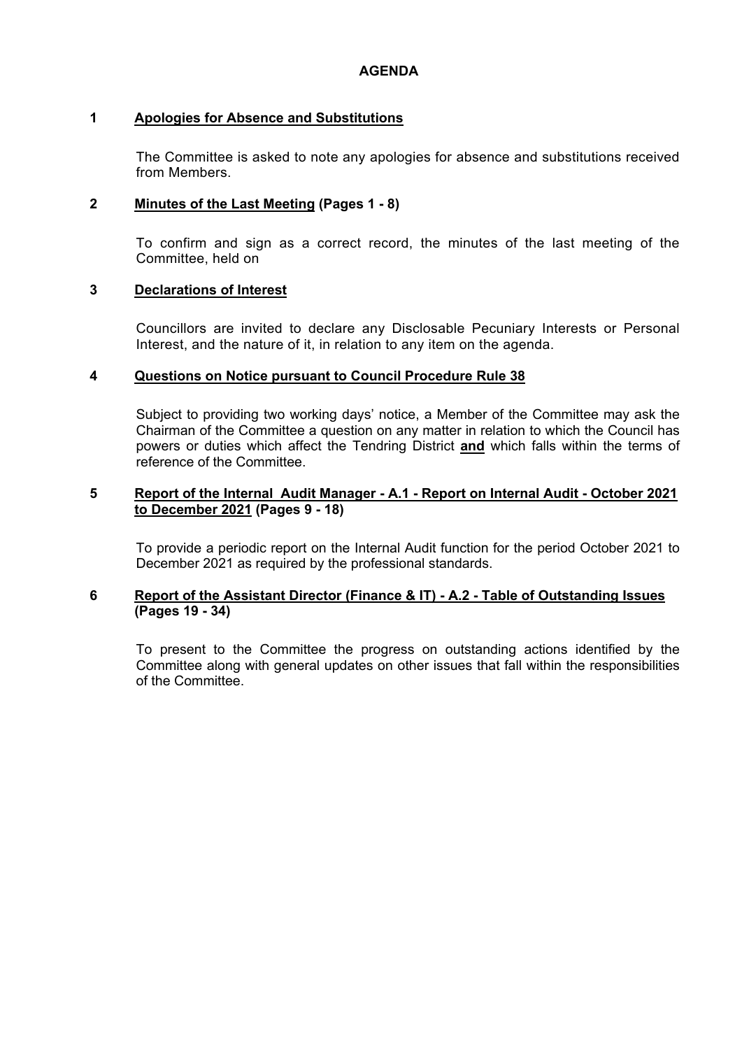# AGENDA

**1 Apologies for Absence and Substitutions**

The Committee is asked to note any apologies for absence and substitutions received from Members.

**2 Minutes of the Last Meeting (Pages 1 - 8)**

To confirm and sign as a correct record, the minutes of the last meeting of the Committee, held on

**3 Declarations of Interest**

Councillors are invited to declare any Disclosable Pecuniary Interests or Personal Interest, and the nature of it, in relation to any item on the agenda.

**4 Questions on Notice pursuant to Council Procedure Rule 38**

Subject to providing two working days' notice, a Member of the Committee may ask the Chairman of the Committee a question on any matter in relation to which the Council has powers or duties which affect the Tendring District **and** which falls within the terms of reference of the Committee.

**5 Report of the Internal Audit Manager - A.1 - Report on Internal Audit - October 2021 to December 2021 (Pages 9 - 18)**

To provide a periodic report on the Internal Audit function for the period October 2021 to December 2021 as required by the professional standards.

**6 Report of the Assistant Director (Finance & IT) - A.2 - Table of Outstanding Issues (Pages 19 - 34)**

To present to the Committee the progress on outstanding actions identified by the Committee along with general updates on other issues that fall within the responsibilities of the Committee.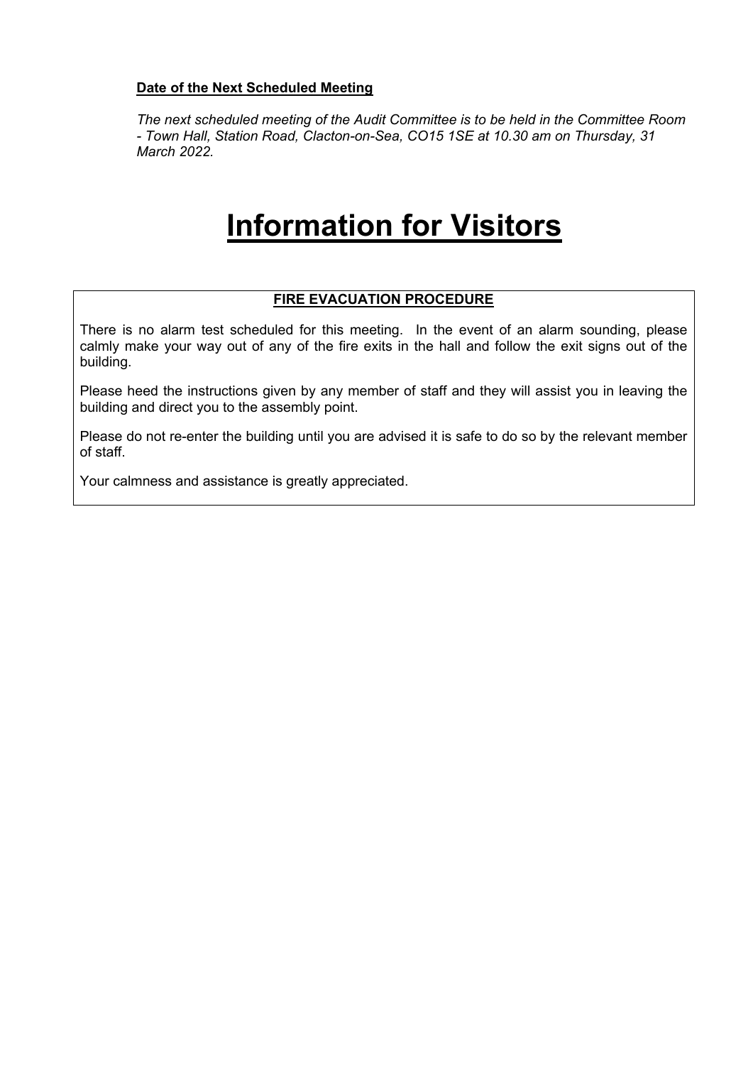**Date of the Next Scheduled Meeting**

*The next scheduled meeting of the Audit Committee is to be held in the Committee Room - Town Hall, Station Road, Clacton-on-Sea, CO15 1SE at 10.30 am on Thursday, 31 March 2022.*

# Information for Visitors

**FIRE EVACUATION PROCEDURE**

There is no alarm test scheduled for this meeting. In the event of an alarm sounding, please calmly make your way out of any of the fire exits in the hall and follow the exit signs out of the building.

Please heed the instructions given by any member of staff and they will assist you in leaving the building and direct you to the assembly point.

Please do not re-enter the building until you are advised it is safe to do so by the relevant member of staff.

Your calmness and assistance is greatly appreciated.